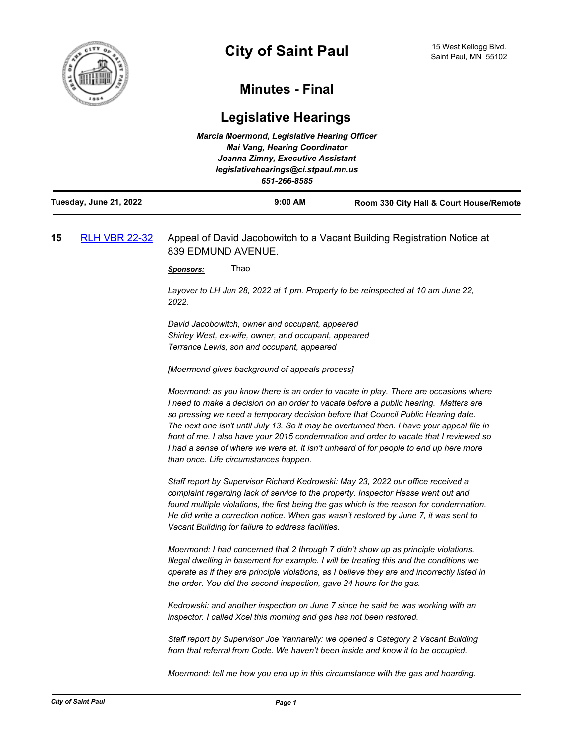# City of Saint Paul

15 West Kellogg Blvd.
Saint Paul, MN 55102

## Minutes - Final

## Legislative Hearings

*Marcia Moermond, Legislative Hearing Officer*
*Mai Vang, Hearing Coordinator*
*Joanna Zimny, Executive Assistant*
*legislativehearings@ci.stpaul.mn.us*
*651-266-8585*

**Tuesday, June 21, 2022** | **9:00 AM** | **Room 330 City Hall & Court House/Remote**

---

**15** [RLH VBR 22-32](RLH VBR 22-32) Appeal of David Jacobowitch to a Vacant Building Registration Notice at 839 EDMUND AVENUE.

***Sponsors:*** Thao

*Layover to LH Jun 28, 2022 at 1 pm. Property to be reinspected at 10 am June 22, 2022.*

*David Jacobowitch, owner and occupant, appeared*
*Shirley West, ex-wife, owner, and occupant, appeared*
*Terrance Lewis, son and occupant, appeared*

*[Moermond gives background of appeals process]*

*Moermond: as you know there is an order to vacate in play. There are occasions where I need to make a decision on an order to vacate before a public hearing. Matters are so pressing we need a temporary decision before that Council Public Hearing date. The next one isn't until July 13. So it may be overturned then. I have your appeal file in front of me. I also have your 2015 condemnation and order to vacate that I reviewed so I had a sense of where we were at. It isn't unheard of for people to end up here more than once. Life circumstances happen.*

*Staff report by Supervisor Richard Kedrowski: May 23, 2022 our office received a complaint regarding lack of service to the property. Inspector Hesse went out and found multiple violations, the first being the gas which is the reason for condemnation. He did write a correction notice. When gas wasn't restored by June 7, it was sent to Vacant Building for failure to address facilities.*

*Moermond: I had concerned that 2 through 7 didn't show up as principle violations. Illegal dwelling in basement for example. I will be treating this and the conditions we operate as if they are principle violations, as I believe they are and incorrectly listed in the order. You did the second inspection, gave 24 hours for the gas.*

*Kedrowski: and another inspection on June 7 since he said he was working with an inspector. I called Xcel this morning and gas has not been restored.*

*Staff report by Supervisor Joe Yannarelly: we opened a Category 2 Vacant Building from that referral from Code. We haven't been inside and know it to be occupied.*

*Moermond: tell me how you end up in this circumstance with the gas and hoarding.*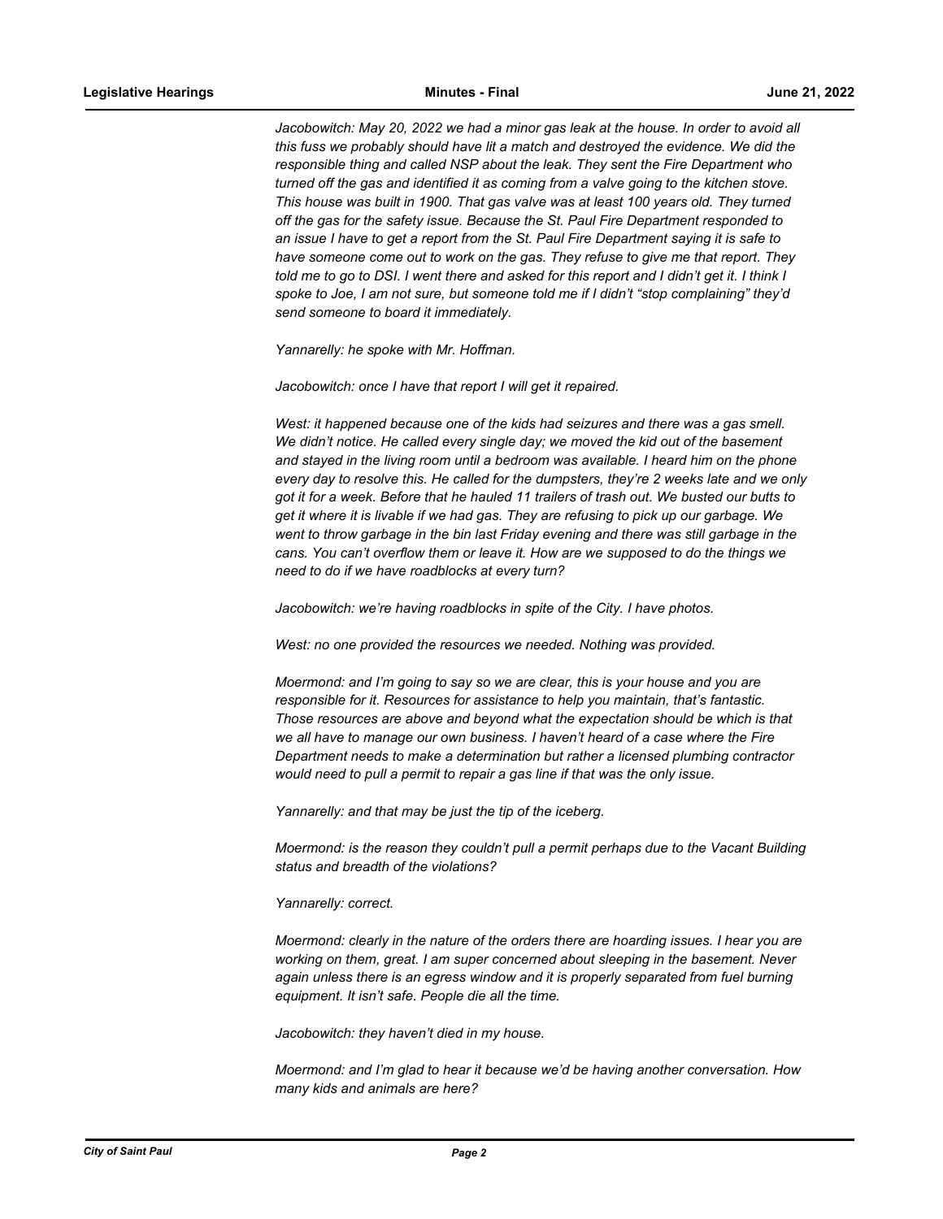*Jacobowitch: May 20, 2022 we had a minor gas leak at the house. In order to avoid all this fuss we probably should have lit a match and destroyed the evidence. We did the responsible thing and called NSP about the leak. They sent the Fire Department who turned off the gas and identified it as coming from a valve going to the kitchen stove. This house was built in 1900. That gas valve was at least 100 years old. They turned off the gas for the safety issue. Because the St. Paul Fire Department responded to an issue I have to get a report from the St. Paul Fire Department saying it is safe to have someone come out to work on the gas. They refuse to give me that report. They told me to go to DSI. I went there and asked for this report and I didn't get it. I think I spoke to Joe, I am not sure, but someone told me if I didn't "stop complaining" they'd send someone to board it immediately.*

*Yannarelly: he spoke with Mr. Hoffman.*

*Jacobowitch: once I have that report I will get it repaired.*

*West: it happened because one of the kids had seizures and there was a gas smell. We didn't notice. He called every single day; we moved the kid out of the basement and stayed in the living room until a bedroom was available. I heard him on the phone every day to resolve this. He called for the dumpsters, they're 2 weeks late and we only got it for a week. Before that he hauled 11 trailers of trash out. We busted our butts to get it where it is livable if we had gas. They are refusing to pick up our garbage. We went to throw garbage in the bin last Friday evening and there was still garbage in the cans. You can't overflow them or leave it. How are we supposed to do the things we need to do if we have roadblocks at every turn?*

*Jacobowitch: we're having roadblocks in spite of the City. I have photos.*

*West: no one provided the resources we needed. Nothing was provided.*

*Moermond: and I'm going to say so we are clear, this is your house and you are responsible for it. Resources for assistance to help you maintain, that's fantastic. Those resources are above and beyond what the expectation should be which is that we all have to manage our own business. I haven't heard of a case where the Fire Department needs to make a determination but rather a licensed plumbing contractor would need to pull a permit to repair a gas line if that was the only issue.*

*Yannarelly: and that may be just the tip of the iceberg.*

*Moermond: is the reason they couldn't pull a permit perhaps due to the Vacant Building status and breadth of the violations?*

*Yannarelly: correct.*

*Moermond: clearly in the nature of the orders there are hoarding issues. I hear you are working on them, great. I am super concerned about sleeping in the basement. Never again unless there is an egress window and it is properly separated from fuel burning equipment. It isn't safe. People die all the time.*

*Jacobowitch: they haven't died in my house.*

*Moermond: and I'm glad to hear it because we'd be having another conversation. How many kids and animals are here?*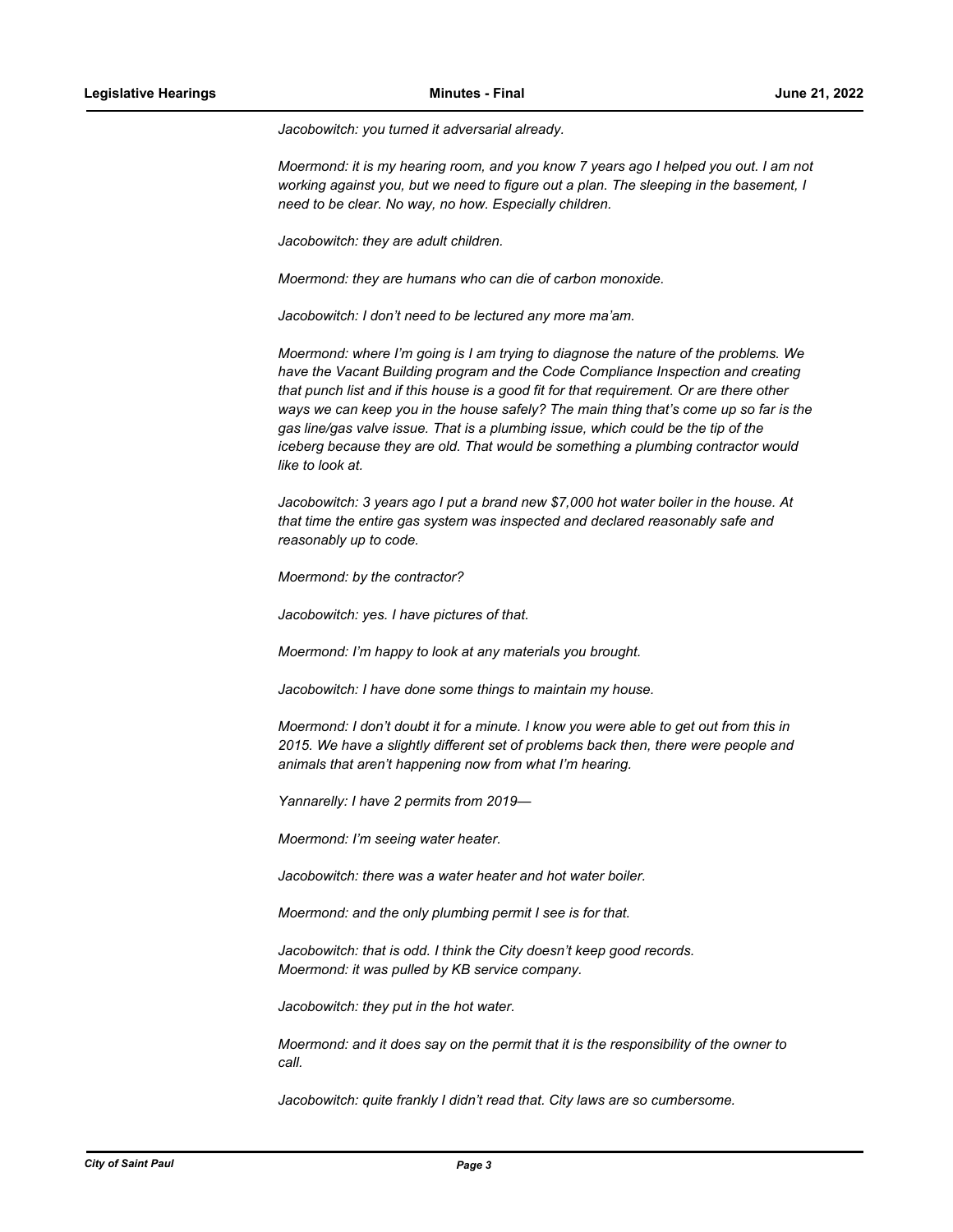*Jacobowitch: you turned it adversarial already.*

*Moermond: it is my hearing room, and you know 7 years ago I helped you out. I am not working against you, but we need to figure out a plan. The sleeping in the basement, I need to be clear. No way, no how. Especially children.*

*Jacobowitch: they are adult children.*

*Moermond: they are humans who can die of carbon monoxide.*

*Jacobowitch: I don't need to be lectured any more ma'am.*

*Moermond: where I'm going is I am trying to diagnose the nature of the problems. We have the Vacant Building program and the Code Compliance Inspection and creating that punch list and if this house is a good fit for that requirement. Or are there other ways we can keep you in the house safely? The main thing that's come up so far is the gas line/gas valve issue. That is a plumbing issue, which could be the tip of the iceberg because they are old. That would be something a plumbing contractor would like to look at.*

*Jacobowitch: 3 years ago I put a brand new $7,000 hot water boiler in the house. At that time the entire gas system was inspected and declared reasonably safe and reasonably up to code.*

*Moermond: by the contractor?*

*Jacobowitch: yes. I have pictures of that.*

*Moermond: I'm happy to look at any materials you brought.*

*Jacobowitch: I have done some things to maintain my house.*

*Moermond: I don't doubt it for a minute. I know you were able to get out from this in 2015. We have a slightly different set of problems back then, there were people and animals that aren't happening now from what I'm hearing.*

*Yannarelly: I have 2 permits from 2019—*

*Moermond: I'm seeing water heater.*

*Jacobowitch: there was a water heater and hot water boiler.*

*Moermond: and the only plumbing permit I see is for that.*

*Jacobowitch: that is odd. I think the City doesn't keep good records.*
*Moermond: it was pulled by KB service company.*

*Jacobowitch: they put in the hot water.*

*Moermond: and it does say on the permit that it is the responsibility of the owner to call.*

*Jacobowitch: quite frankly I didn't read that. City laws are so cumbersome.*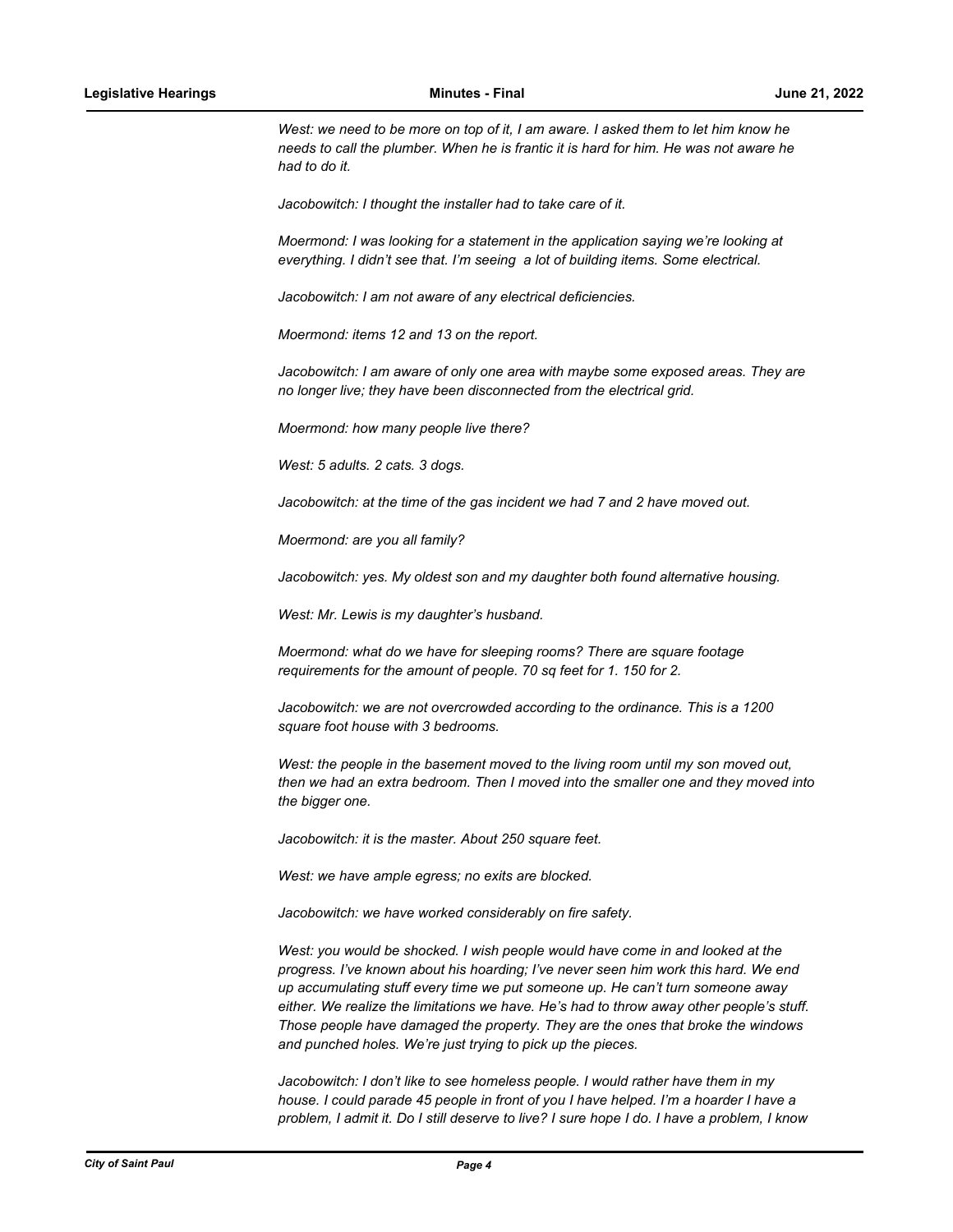*West: we need to be more on top of it, I am aware. I asked them to let him know he needs to call the plumber. When he is frantic it is hard for him. He was not aware he had to do it.*

*Jacobowitch: I thought the installer had to take care of it.*

*Moermond: I was looking for a statement in the application saying we're looking at everything. I didn't see that. I'm seeing  a lot of building items. Some electrical.*

*Jacobowitch: I am not aware of any electrical deficiencies.*

*Moermond: items 12 and 13 on the report.*

*Jacobowitch: I am aware of only one area with maybe some exposed areas. They are no longer live; they have been disconnected from the electrical grid.*

*Moermond: how many people live there?*

*West: 5 adults. 2 cats. 3 dogs.*

*Jacobowitch: at the time of the gas incident we had 7 and 2 have moved out.*

*Moermond: are you all family?*

*Jacobowitch: yes. My oldest son and my daughter both found alternative housing.*

*West: Mr. Lewis is my daughter's husband.*

*Moermond: what do we have for sleeping rooms? There are square footage requirements for the amount of people. 70 sq feet for 1. 150 for 2.*

*Jacobowitch: we are not overcrowded according to the ordinance. This is a 1200 square foot house with 3 bedrooms.*

*West: the people in the basement moved to the living room until my son moved out, then we had an extra bedroom. Then I moved into the smaller one and they moved into the bigger one.*

*Jacobowitch: it is the master. About 250 square feet.*

*West: we have ample egress; no exits are blocked.*

*Jacobowitch: we have worked considerably on fire safety.*

*West: you would be shocked. I wish people would have come in and looked at the progress. I've known about his hoarding; I've never seen him work this hard. We end up accumulating stuff every time we put someone up. He can't turn someone away either. We realize the limitations we have. He's had to throw away other people's stuff. Those people have damaged the property. They are the ones that broke the windows and punched holes. We're just trying to pick up the pieces.*

*Jacobowitch: I don't like to see homeless people. I would rather have them in my house. I could parade 45 people in front of you I have helped. I'm a hoarder I have a problem, I admit it. Do I still deserve to live? I sure hope I do. I have a problem, I know*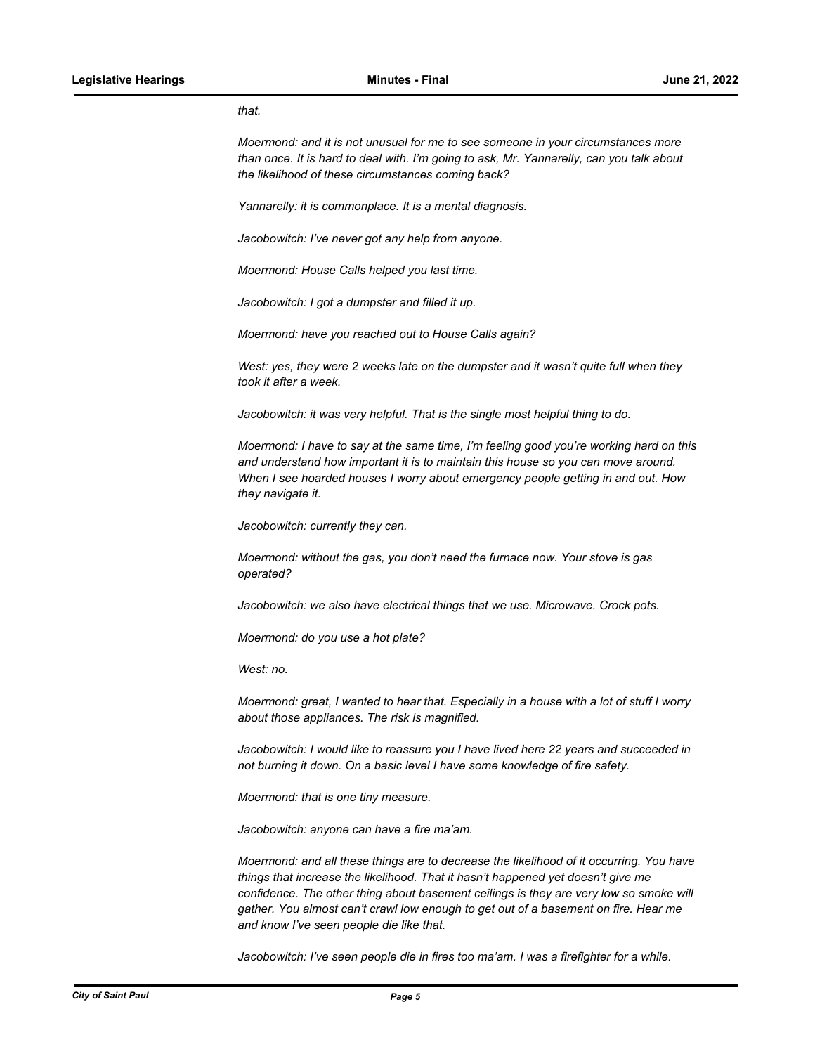*that.*

*Moermond: and it is not unusual for me to see someone in your circumstances more than once. It is hard to deal with. I'm going to ask, Mr. Yannarelly, can you talk about the likelihood of these circumstances coming back?*

*Yannarelly: it is commonplace. It is a mental diagnosis.*

*Jacobowitch: I've never got any help from anyone.*

*Moermond: House Calls helped you last time.*

*Jacobowitch: I got a dumpster and filled it up.*

*Moermond: have you reached out to House Calls again?*

*West: yes, they were 2 weeks late on the dumpster and it wasn't quite full when they took it after a week.*

*Jacobowitch: it was very helpful. That is the single most helpful thing to do.*

*Moermond: I have to say at the same time, I'm feeling good you're working hard on this and understand how important it is to maintain this house so you can move around. When I see hoarded houses I worry about emergency people getting in and out. How they navigate it.*

*Jacobowitch: currently they can.*

*Moermond: without the gas, you don't need the furnace now. Your stove is gas operated?*

*Jacobowitch: we also have electrical things that we use. Microwave. Crock pots.*

*Moermond: do you use a hot plate?*

*West: no.*

*Moermond: great, I wanted to hear that. Especially in a house with a lot of stuff I worry about those appliances. The risk is magnified.*

*Jacobowitch: I would like to reassure you I have lived here 22 years and succeeded in not burning it down. On a basic level I have some knowledge of fire safety.*

*Moermond: that is one tiny measure.*

*Jacobowitch: anyone can have a fire ma'am.*

*Moermond: and all these things are to decrease the likelihood of it occurring. You have things that increase the likelihood. That it hasn't happened yet doesn't give me confidence. The other thing about basement ceilings is they are very low so smoke will gather. You almost can't crawl low enough to get out of a basement on fire. Hear me and know I've seen people die like that.*

*Jacobowitch: I've seen people die in fires too ma'am. I was a firefighter for a while.*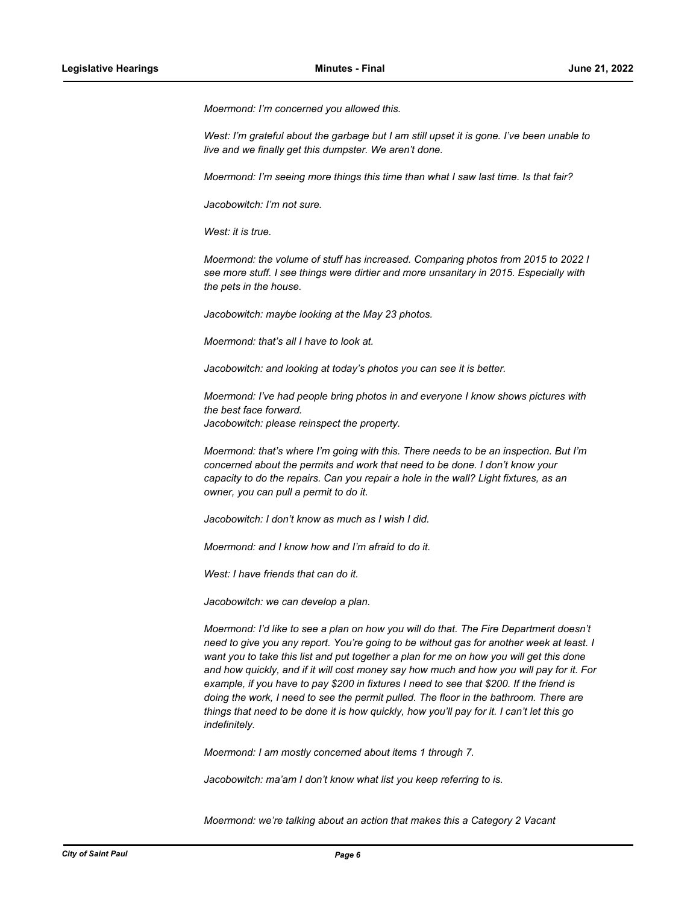*Moermond: I'm concerned you allowed this.*

*West: I'm grateful about the garbage but I am still upset it is gone. I've been unable to live and we finally get this dumpster. We aren't done.*

*Moermond: I'm seeing more things this time than what I saw last time. Is that fair?*

*Jacobowitch: I'm not sure.*

*West: it is true.*

*Moermond: the volume of stuff has increased. Comparing photos from 2015 to 2022 I see more stuff. I see things were dirtier and more unsanitary in 2015. Especially with the pets in the house.*

*Jacobowitch: maybe looking at the May 23 photos.*

*Moermond: that's all I have to look at.*

*Jacobowitch: and looking at today's photos you can see it is better.*

*Moermond: I've had people bring photos in and everyone I know shows pictures with the best face forward.*
*Jacobowitch: please reinspect the property.*

*Moermond: that's where I'm going with this. There needs to be an inspection. But I'm concerned about the permits and work that need to be done. I don't know your capacity to do the repairs. Can you repair a hole in the wall? Light fixtures, as an owner, you can pull a permit to do it.*

*Jacobowitch: I don't know as much as I wish I did.*

*Moermond: and I know how and I'm afraid to do it.*

*West: I have friends that can do it.*

*Jacobowitch: we can develop a plan.*

*Moermond: I'd like to see a plan on how you will do that. The Fire Department doesn't need to give you any report. You're going to be without gas for another week at least. I want you to take this list and put together a plan for me on how you will get this done and how quickly, and if it will cost money say how much and how you will pay for it. For example, if you have to pay $200 in fixtures I need to see that $200. If the friend is doing the work, I need to see the permit pulled. The floor in the bathroom. There are things that need to be done it is how quickly, how you'll pay for it. I can't let this go indefinitely.*

*Moermond: I am mostly concerned about items 1 through 7.*

*Jacobowitch: ma'am I don't know what list you keep referring to is.*

*Moermond: we're talking about an action that makes this a Category 2 Vacant*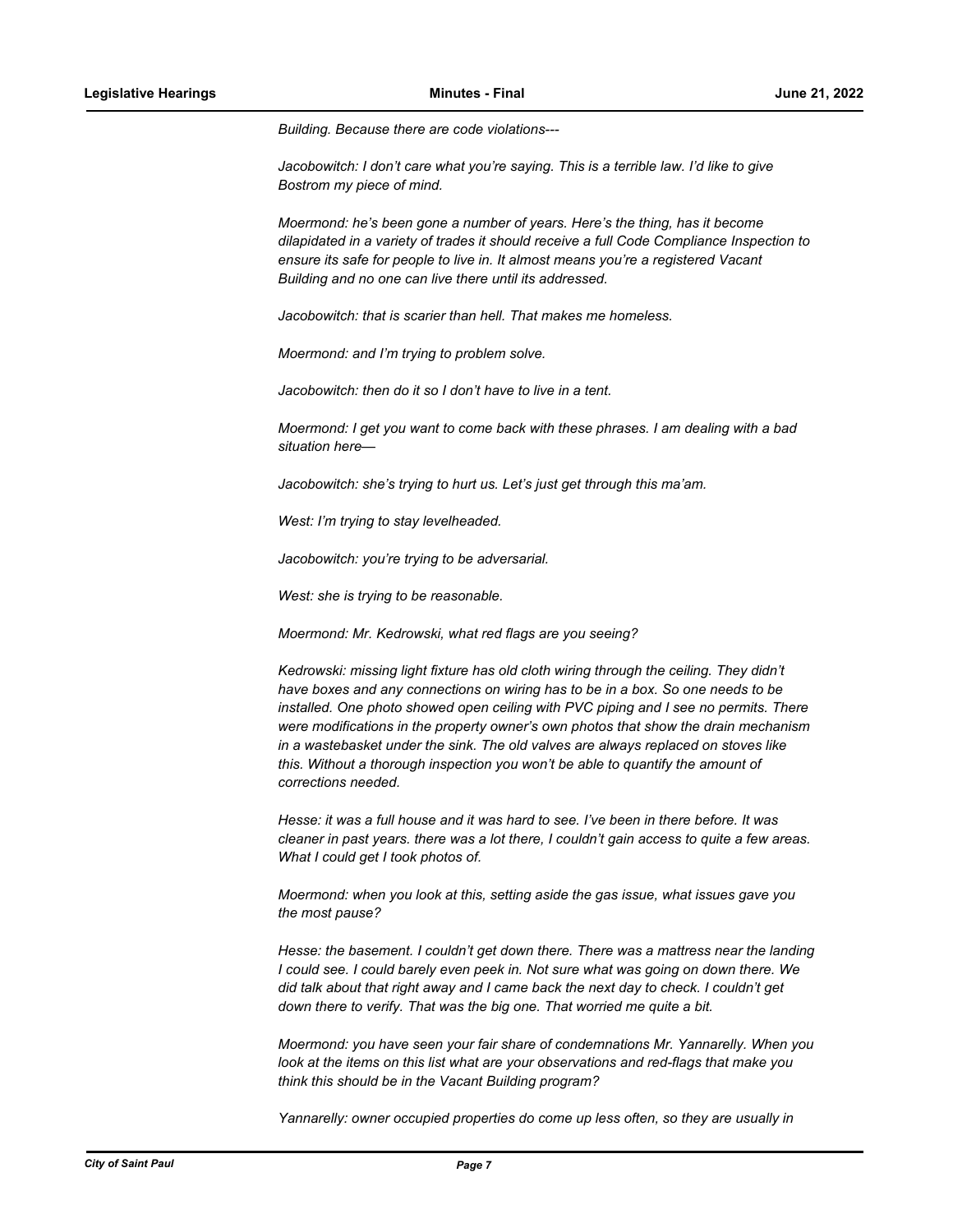*Building. Because there are code violations---*

*Jacobowitch: I don't care what you're saying. This is a terrible law. I'd like to give Bostrom my piece of mind.*

*Moermond: he's been gone a number of years. Here's the thing, has it become dilapidated in a variety of trades it should receive a full Code Compliance Inspection to ensure its safe for people to live in. It almost means you're a registered Vacant Building and no one can live there until its addressed.*

*Jacobowitch: that is scarier than hell. That makes me homeless.*

*Moermond: and I'm trying to problem solve.*

*Jacobowitch: then do it so I don't have to live in a tent.*

*Moermond: I get you want to come back with these phrases. I am dealing with a bad situation here—*

*Jacobowitch: she's trying to hurt us. Let's just get through this ma'am.*

*West: I'm trying to stay levelheaded.*

*Jacobowitch: you're trying to be adversarial.*

*West: she is trying to be reasonable.*

*Moermond: Mr. Kedrowski, what red flags are you seeing?*

*Kedrowski: missing light fixture has old cloth wiring through the ceiling. They didn't have boxes and any connections on wiring has to be in a box. So one needs to be installed. One photo showed open ceiling with PVC piping and I see no permits. There were modifications in the property owner's own photos that show the drain mechanism in a wastebasket under the sink. The old valves are always replaced on stoves like this. Without a thorough inspection you won't be able to quantify the amount of corrections needed.*

*Hesse: it was a full house and it was hard to see. I've been in there before. It was cleaner in past years. there was a lot there, I couldn't gain access to quite a few areas. What I could get I took photos of.*

*Moermond: when you look at this, setting aside the gas issue, what issues gave you the most pause?*

*Hesse: the basement. I couldn't get down there. There was a mattress near the landing I could see. I could barely even peek in. Not sure what was going on down there. We did talk about that right away and I came back the next day to check. I couldn't get down there to verify. That was the big one. That worried me quite a bit.*

*Moermond: you have seen your fair share of condemnations Mr. Yannarelly. When you look at the items on this list what are your observations and red-flags that make you think this should be in the Vacant Building program?*

*Yannarelly: owner occupied properties do come up less often, so they are usually in*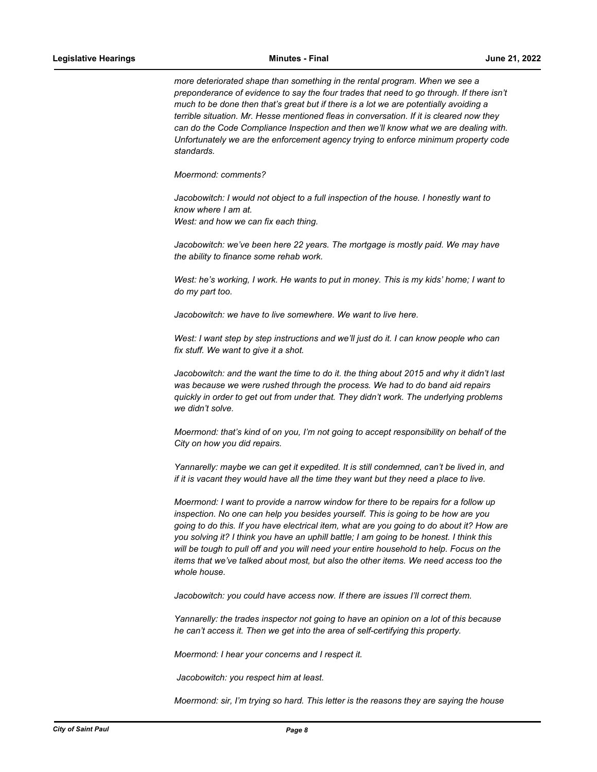*more deteriorated shape than something in the rental program. When we see a preponderance of evidence to say the four trades that need to go through. If there isn't much to be done then that's great but if there is a lot we are potentially avoiding a terrible situation. Mr. Hesse mentioned fleas in conversation. If it is cleared now they can do the Code Compliance Inspection and then we'll know what we are dealing with. Unfortunately we are the enforcement agency trying to enforce minimum property code standards.*

*Moermond: comments?*

*Jacobowitch: I would not object to a full inspection of the house. I honestly want to know where I am at.*
*West: and how we can fix each thing.*

*Jacobowitch: we've been here 22 years. The mortgage is mostly paid. We may have the ability to finance some rehab work.*

*West: he's working, I work. He wants to put in money. This is my kids' home; I want to do my part too.*

*Jacobowitch: we have to live somewhere. We want to live here.*

*West: I want step by step instructions and we'll just do it. I can know people who can fix stuff. We want to give it a shot.*

*Jacobowitch: and the want the time to do it. the thing about 2015 and why it didn't last was because we were rushed through the process. We had to do band aid repairs quickly in order to get out from under that. They didn't work. The underlying problems we didn't solve.*

*Moermond: that's kind of on you, I'm not going to accept responsibility on behalf of the City on how you did repairs.*

*Yannarelly: maybe we can get it expedited. It is still condemned, can't be lived in, and if it is vacant they would have all the time they want but they need a place to live.*

*Moermond: I want to provide a narrow window for there to be repairs for a follow up inspection. No one can help you besides yourself. This is going to be how are you going to do this. If you have electrical item, what are you going to do about it? How are you solving it? I think you have an uphill battle; I am going to be honest. I think this will be tough to pull off and you will need your entire household to help. Focus on the items that we've talked about most, but also the other items. We need access too the whole house.*

*Jacobowitch: you could have access now. If there are issues I'll correct them.*

*Yannarelly: the trades inspector not going to have an opinion on a lot of this because he can't access it. Then we get into the area of self-certifying this property.*

*Moermond: I hear your concerns and I respect it.*

*Jacobowitch: you respect him at least.*

*Moermond: sir, I'm trying so hard. This letter is the reasons they are saying the house*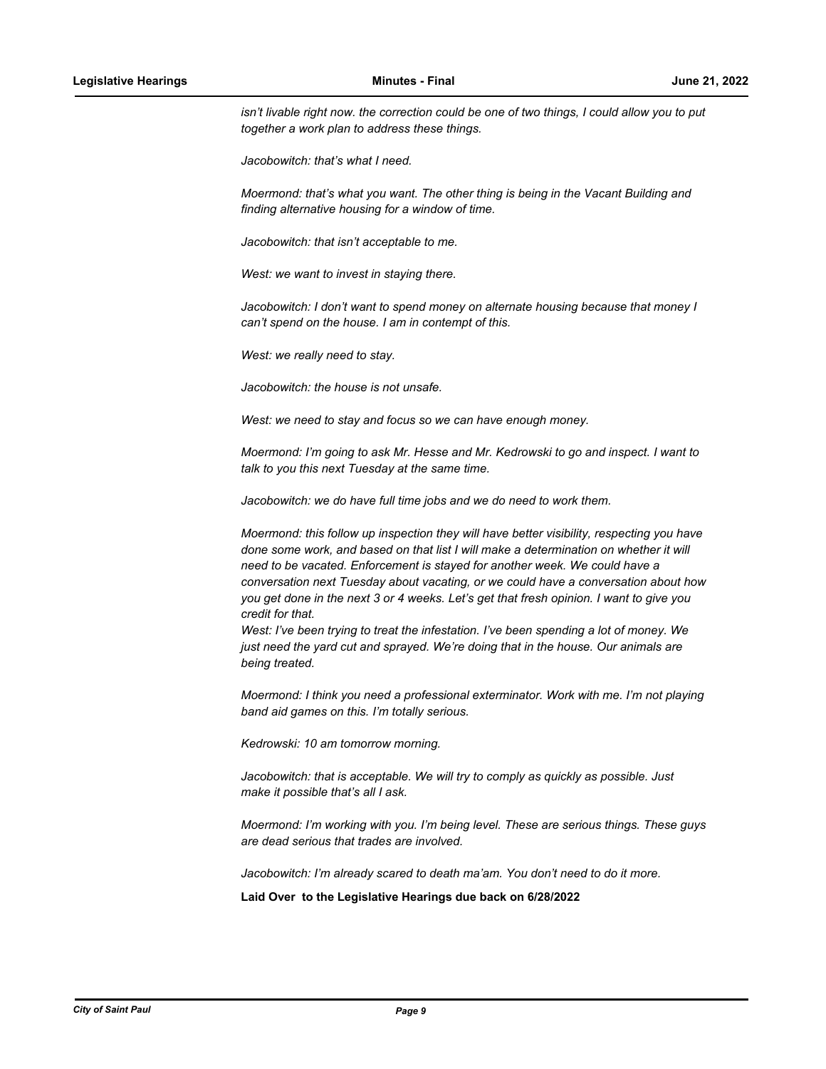*isn't livable right now. the correction could be one of two things, I could allow you to put together a work plan to address these things.*

*Jacobowitch: that's what I need.*

*Moermond: that's what you want. The other thing is being in the Vacant Building and finding alternative housing for a window of time.*

*Jacobowitch: that isn't acceptable to me.*

*West: we want to invest in staying there.*

*Jacobowitch: I don't want to spend money on alternate housing because that money I can't spend on the house. I am in contempt of this.*

*West: we really need to stay.*

*Jacobowitch: the house is not unsafe.*

*West: we need to stay and focus so we can have enough money.*

*Moermond: I'm going to ask Mr. Hesse and Mr. Kedrowski to go and inspect. I want to talk to you this next Tuesday at the same time.*

*Jacobowitch: we do have full time jobs and we do need to work them.*

*Moermond: this follow up inspection they will have better visibility, respecting you have done some work, and based on that list I will make a determination on whether it will need to be vacated. Enforcement is stayed for another week. We could have a conversation next Tuesday about vacating, or we could have a conversation about how you get done in the next 3 or 4 weeks. Let's get that fresh opinion. I want to give you credit for that.*
*West: I've been trying to treat the infestation. I've been spending a lot of money. We just need the yard cut and sprayed. We're doing that in the house. Our animals are being treated.*

*Moermond: I think you need a professional exterminator. Work with me. I'm not playing band aid games on this. I'm totally serious.*

*Kedrowski: 10 am tomorrow morning.*

*Jacobowitch: that is acceptable. We will try to comply as quickly as possible. Just make it possible that's all I ask.*

*Moermond: I'm working with you. I'm being level. These are serious things. These guys are dead serious that trades are involved.*

*Jacobowitch: I'm already scared to death ma'am. You don't need to do it more.*

**Laid Over to the Legislative Hearings due back on 6/28/2022**